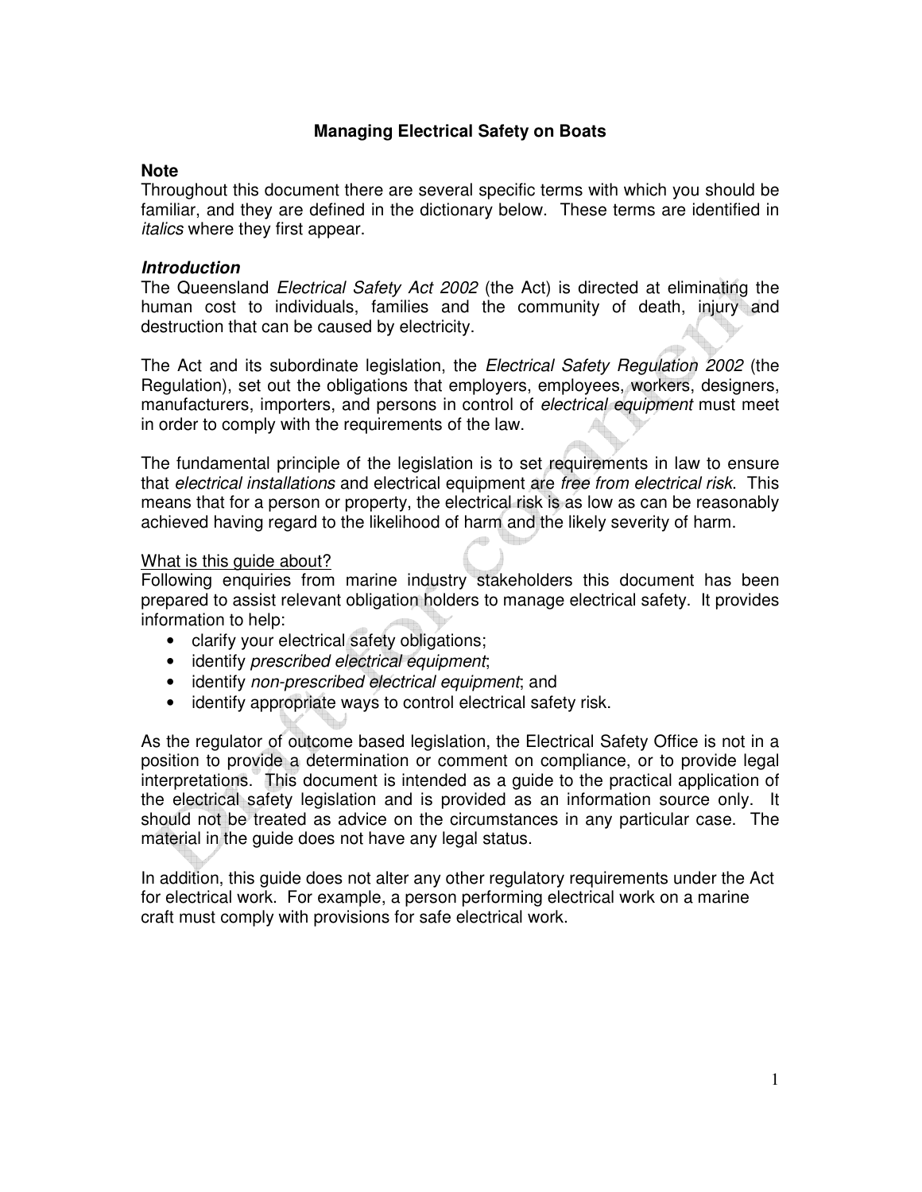# Managing Electrical Safety on Boats

**Note**
Throughout this document there are several specific terms with which you should be familiar, and they are defined in the dictionary below. These terms are identified in *italics* where they first appear.

***Introduction***
The Queensland *Electrical Safety Act 2002* (the Act) is directed at eliminating the human cost to individuals, families and the community of death, injury and destruction that can be caused by electricity.

The Act and its subordinate legislation, the *Electrical Safety Regulation 2002* (the Regulation), set out the obligations that employers, employees, workers, designers, manufacturers, importers, and persons in control of *electrical equipment* must meet in order to comply with the requirements of the law.

The fundamental principle of the legislation is to set requirements in law to ensure that *electrical installations* and electrical equipment are *free from electrical risk*. This means that for a person or property, the electrical risk is as low as can be reasonably achieved having regard to the likelihood of harm and the likely severity of harm.

<u>What is this guide about?</u>
Following enquiries from marine industry stakeholders this document has been prepared to assist relevant obligation holders to manage electrical safety. It provides information to help:

- clarify your electrical safety obligations;
- identify *prescribed electrical equipment*;
- identify *non-prescribed electrical equipment*; and
- identify appropriate ways to control electrical safety risk.

As the regulator of outcome based legislation, the Electrical Safety Office is not in a position to provide a determination or comment on compliance, or to provide legal interpretations. This document is intended as a guide to the practical application of the electrical safety legislation and is provided as an information source only. It should not be treated as advice on the circumstances in any particular case. The material in the guide does not have any legal status.

In addition, this guide does not alter any other regulatory requirements under the Act for electrical work. For example, a person performing electrical work on a marine craft must comply with provisions for safe electrical work.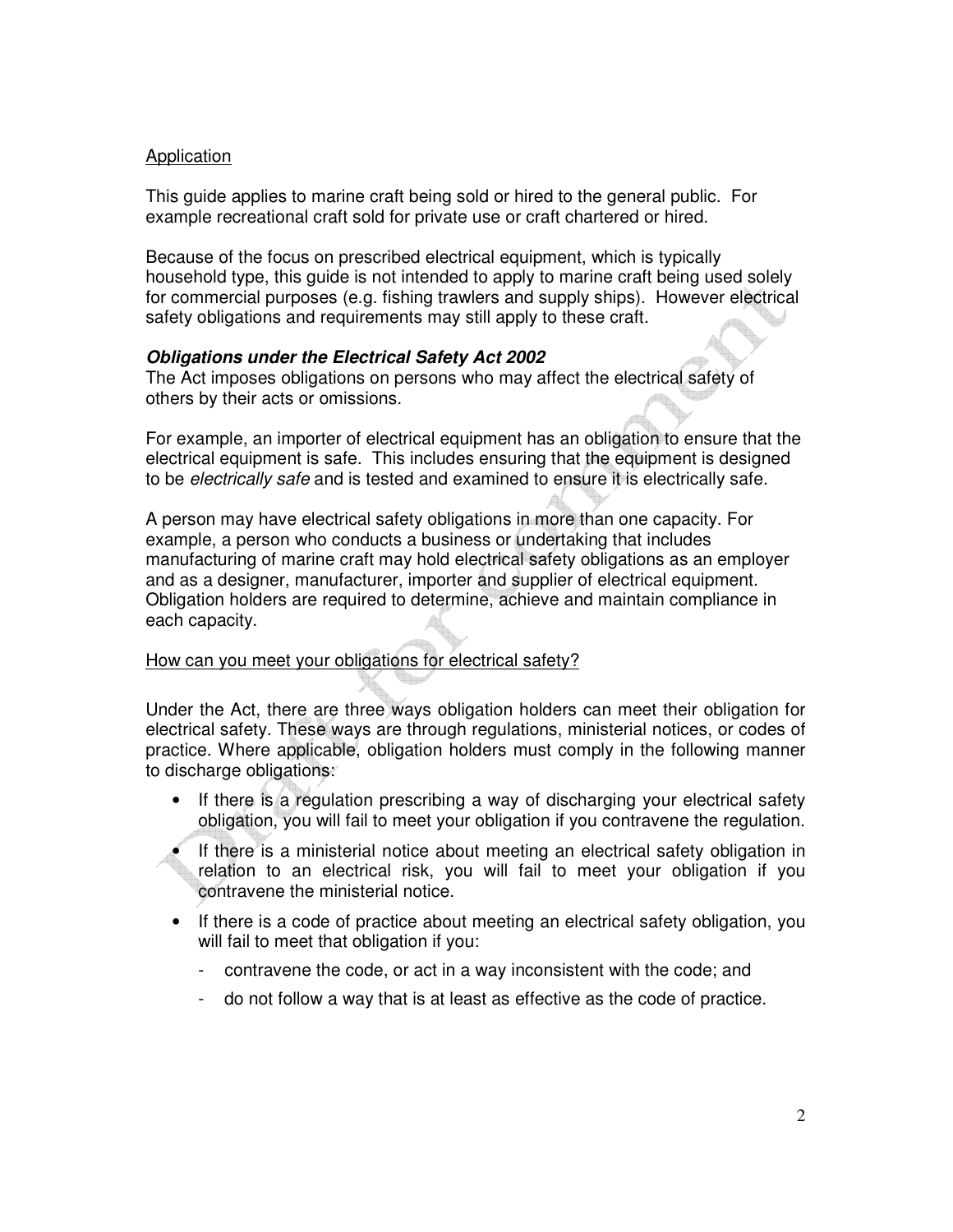Application

This guide applies to marine craft being sold or hired to the general public. For example recreational craft sold for private use or craft chartered or hired.

Because of the focus on prescribed electrical equipment, which is typically household type, this guide is not intended to apply to marine craft being used solely for commercial purposes (e.g. fishing trawlers and supply ships). However electrical safety obligations and requirements may still apply to these craft.

***Obligations under the Electrical Safety Act 2002***

The Act imposes obligations on persons who may affect the electrical safety of others by their acts or omissions.

For example, an importer of electrical equipment has an obligation to ensure that the electrical equipment is safe. This includes ensuring that the equipment is designed to be *electrically safe* and is tested and examined to ensure it is electrically safe.

A person may have electrical safety obligations in more than one capacity. For example, a person who conducts a business or undertaking that includes manufacturing of marine craft may hold electrical safety obligations as an employer and as a designer, manufacturer, importer and supplier of electrical equipment. Obligation holders are required to determine, achieve and maintain compliance in each capacity.

How can you meet your obligations for electrical safety?

Under the Act, there are three ways obligation holders can meet their obligation for electrical safety. These ways are through regulations, ministerial notices, or codes of practice. Where applicable, obligation holders must comply in the following manner to discharge obligations:

- If there is a regulation prescribing a way of discharging your electrical safety obligation, you will fail to meet your obligation if you contravene the regulation.
- If there is a ministerial notice about meeting an electrical safety obligation in relation to an electrical risk, you will fail to meet your obligation if you contravene the ministerial notice.
- If there is a code of practice about meeting an electrical safety obligation, you will fail to meet that obligation if you:
  - contravene the code, or act in a way inconsistent with the code; and
  - do not follow a way that is at least as effective as the code of practice.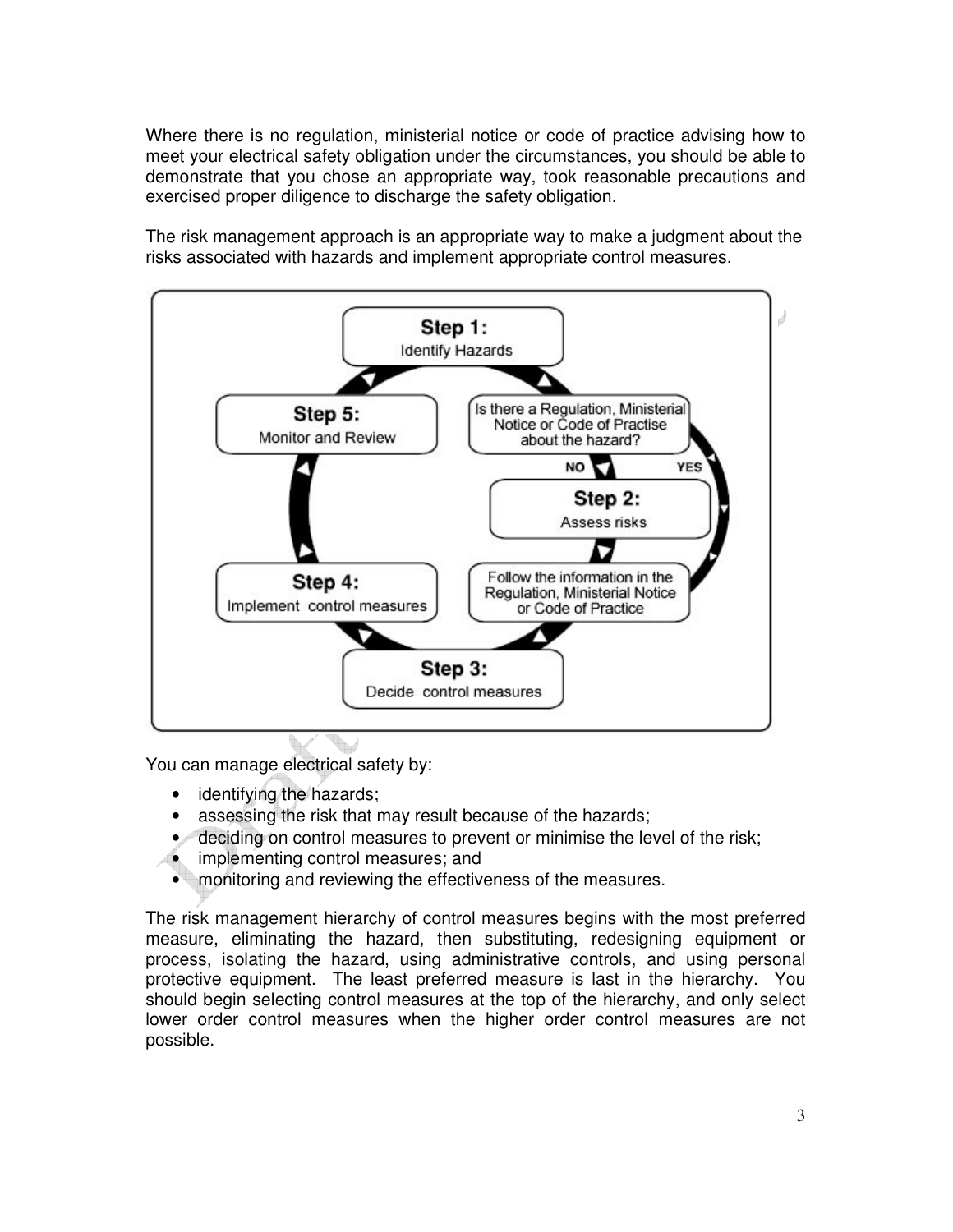Where there is no regulation, ministerial notice or code of practice advising how to meet your electrical safety obligation under the circumstances, you should be able to demonstrate that you chose an appropriate way, took reasonable precautions and exercised proper diligence to discharge the safety obligation.

The risk management approach is an appropriate way to make a judgment about the risks associated with hazards and implement appropriate control measures.

**Step 1:** Identify Hazards

Is there a Regulation, Ministerial Notice or Code of Practise about the hazard?

NO → **Step 2:** Assess risks

YES → Follow the information in the Regulation, Ministerial Notice or Code of Practice

**Step 3:** Decide control measures

**Step 4:** Implement control measures

**Step 5:** Monitor and Review

You can manage electrical safety by:

- identifying the hazards;
- assessing the risk that may result because of the hazards;
- deciding on control measures to prevent or minimise the level of the risk;
- implementing control measures; and
- monitoring and reviewing the effectiveness of the measures.

The risk management hierarchy of control measures begins with the most preferred measure, eliminating the hazard, then substituting, redesigning equipment or process, isolating the hazard, using administrative controls, and using personal protective equipment. The least preferred measure is last in the hierarchy. You should begin selecting control measures at the top of the hierarchy, and only select lower order control measures when the higher order control measures are not possible.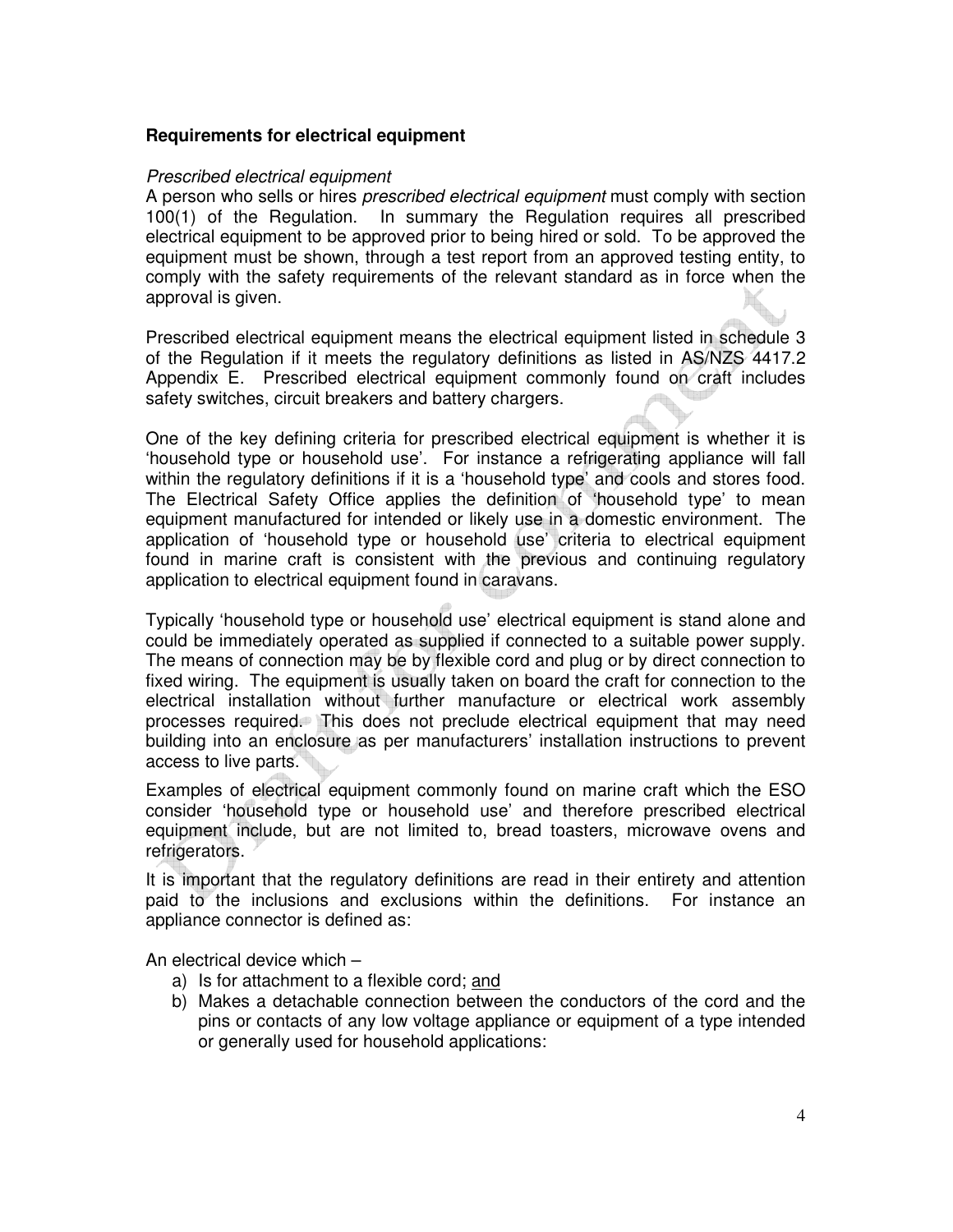**Requirements for electrical equipment**

*Prescribed electrical equipment*

A person who sells or hires *prescribed electrical equipment* must comply with section 100(1) of the Regulation. In summary the Regulation requires all prescribed electrical equipment to be approved prior to being hired or sold. To be approved the equipment must be shown, through a test report from an approved testing entity, to comply with the safety requirements of the relevant standard as in force when the approval is given.

Prescribed electrical equipment means the electrical equipment listed in schedule 3 of the Regulation if it meets the regulatory definitions as listed in AS/NZS 4417.2 Appendix E. Prescribed electrical equipment commonly found on craft includes safety switches, circuit breakers and battery chargers.

One of the key defining criteria for prescribed electrical equipment is whether it is 'household type or household use'. For instance a refrigerating appliance will fall within the regulatory definitions if it is a 'household type' and cools and stores food. The Electrical Safety Office applies the definition of 'household type' to mean equipment manufactured for intended or likely use in a domestic environment. The application of 'household type or household use' criteria to electrical equipment found in marine craft is consistent with the previous and continuing regulatory application to electrical equipment found in caravans.

Typically 'household type or household use' electrical equipment is stand alone and could be immediately operated as supplied if connected to a suitable power supply. The means of connection may be by flexible cord and plug or by direct connection to fixed wiring. The equipment is usually taken on board the craft for connection to the electrical installation without further manufacture or electrical work assembly processes required. This does not preclude electrical equipment that may need building into an enclosure as per manufacturers' installation instructions to prevent access to live parts.

Examples of electrical equipment commonly found on marine craft which the ESO consider 'household type or household use' and therefore prescribed electrical equipment include, but are not limited to, bread toasters, microwave ovens and refrigerators.

It is important that the regulatory definitions are read in their entirety and attention paid to the inclusions and exclusions within the definitions. For instance an appliance connector is defined as:

An electrical device which –

a) Is for attachment to a flexible cord; <u>and</u>
b) Makes a detachable connection between the conductors of the cord and the pins or contacts of any low voltage appliance or equipment of a type intended or generally used for household applications: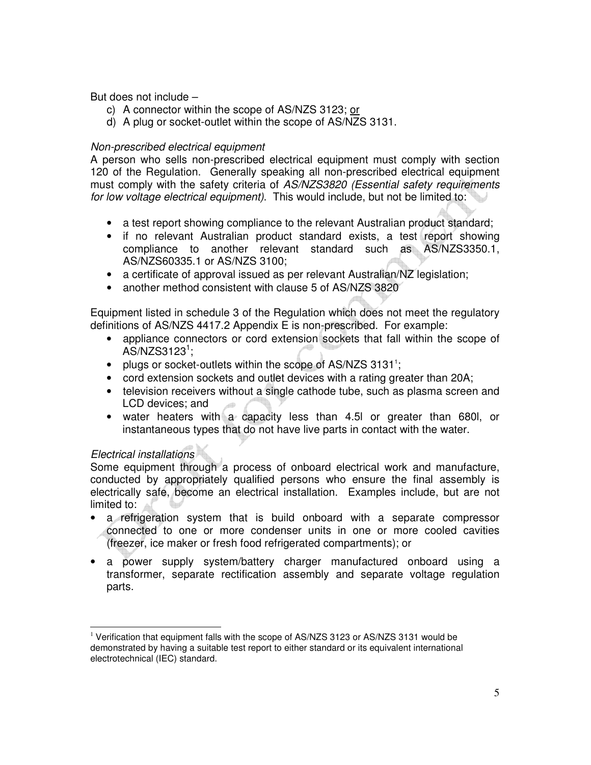But does not include –

c) A connector within the scope of AS/NZS 3123; <u>or</u>
d) A plug or socket-outlet within the scope of AS/NZS 3131.

*Non-prescribed electrical equipment*

A person who sells non-prescribed electrical equipment must comply with section 120 of the Regulation. Generally speaking all non-prescribed electrical equipment must comply with the safety criteria of *AS/NZS3820 (Essential safety requirements for low voltage electrical equipment)*. This would include, but not be limited to:

- a test report showing compliance to the relevant Australian product standard;
- if no relevant Australian product standard exists, a test report showing compliance to another relevant standard such as AS/NZS3350.1, AS/NZS60335.1 or AS/NZS 3100;
- a certificate of approval issued as per relevant Australian/NZ legislation;
- another method consistent with clause 5 of AS/NZS 3820

Equipment listed in schedule 3 of the Regulation which does not meet the regulatory definitions of AS/NZS 4417.2 Appendix E is non-prescribed. For example:

- appliance connectors or cord extension sockets that fall within the scope of AS/NZS3123[1];
- plugs or socket-outlets within the scope of AS/NZS 3131[1];
- cord extension sockets and outlet devices with a rating greater than 20A;
- television receivers without a single cathode tube, such as plasma screen and LCD devices; and
- water heaters with a capacity less than 4.5l or greater than 680l, or instantaneous types that do not have live parts in contact with the water.

*Electrical installations*

Some equipment through a process of onboard electrical work and manufacture, conducted by appropriately qualified persons who ensure the final assembly is electrically safe, become an electrical installation. Examples include, but are not limited to:

- a refrigeration system that is build onboard with a separate compressor connected to one or more condenser units in one or more cooled cavities (freezer, ice maker or fresh food refrigerated compartments); or
- a power supply system/battery charger manufactured onboard using a transformer, separate rectification assembly and separate voltage regulation parts.

---

[1] Verification that equipment falls with the scope of AS/NZS 3123 or AS/NZS 3131 would be demonstrated by having a suitable test report to either standard or its equivalent international electrotechnical (IEC) standard.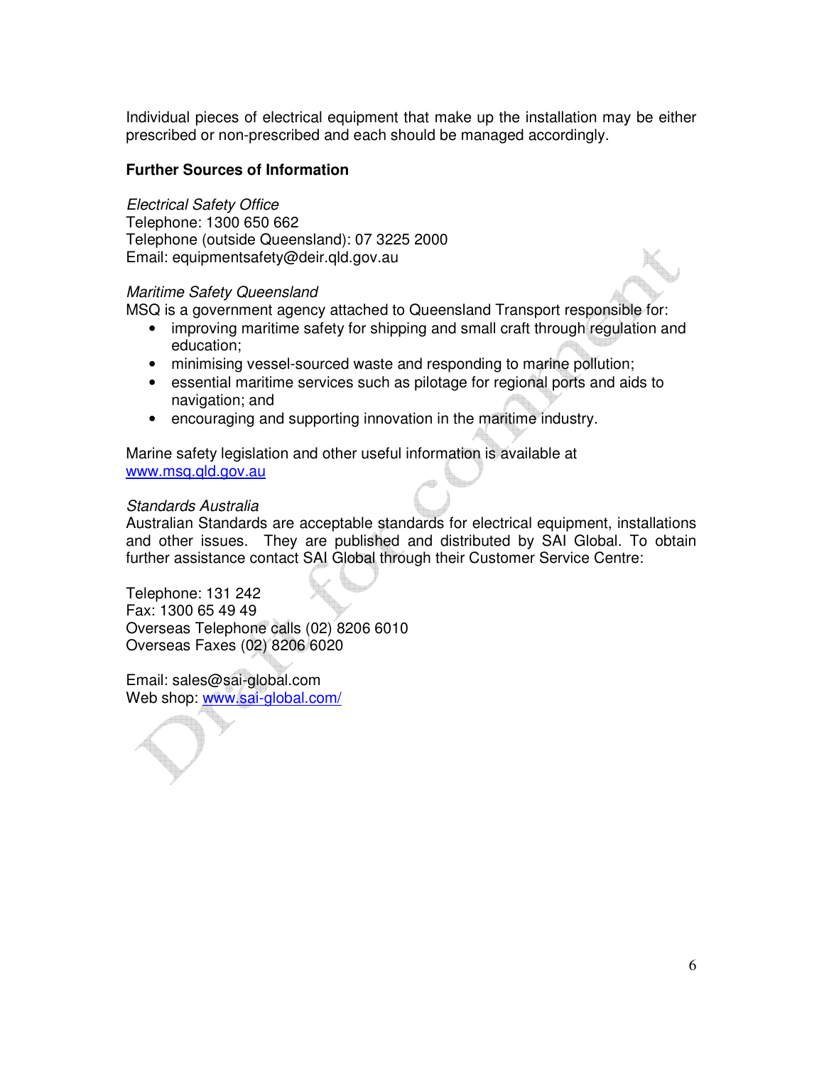Individual pieces of electrical equipment that make up the installation may be either prescribed or non-prescribed and each should be managed accordingly.

**Further Sources of Information**

*Electrical Safety Office*
Telephone: 1300 650 662
Telephone (outside Queensland): 07 3225 2000
Email: equipmentsafety@deir.qld.gov.au

*Maritime Safety Queensland*
MSQ is a government agency attached to Queensland Transport responsible for:

- improving maritime safety for shipping and small craft through regulation and education;
- minimising vessel-sourced waste and responding to marine pollution;
- essential maritime services such as pilotage for regional ports and aids to navigation; and
- encouraging and supporting innovation in the maritime industry.

Marine safety legislation and other useful information is available at www.msq.qld.gov.au

*Standards Australia*
Australian Standards are acceptable standards for electrical equipment, installations and other issues. They are published and distributed by SAI Global. To obtain further assistance contact SAI Global through their Customer Service Centre:

Telephone: 131 242
Fax: 1300 65 49 49
Overseas Telephone calls (02) 8206 6010
Overseas Faxes (02) 8206 6020

Email: sales@sai-global.com
Web shop: www.sai-global.com/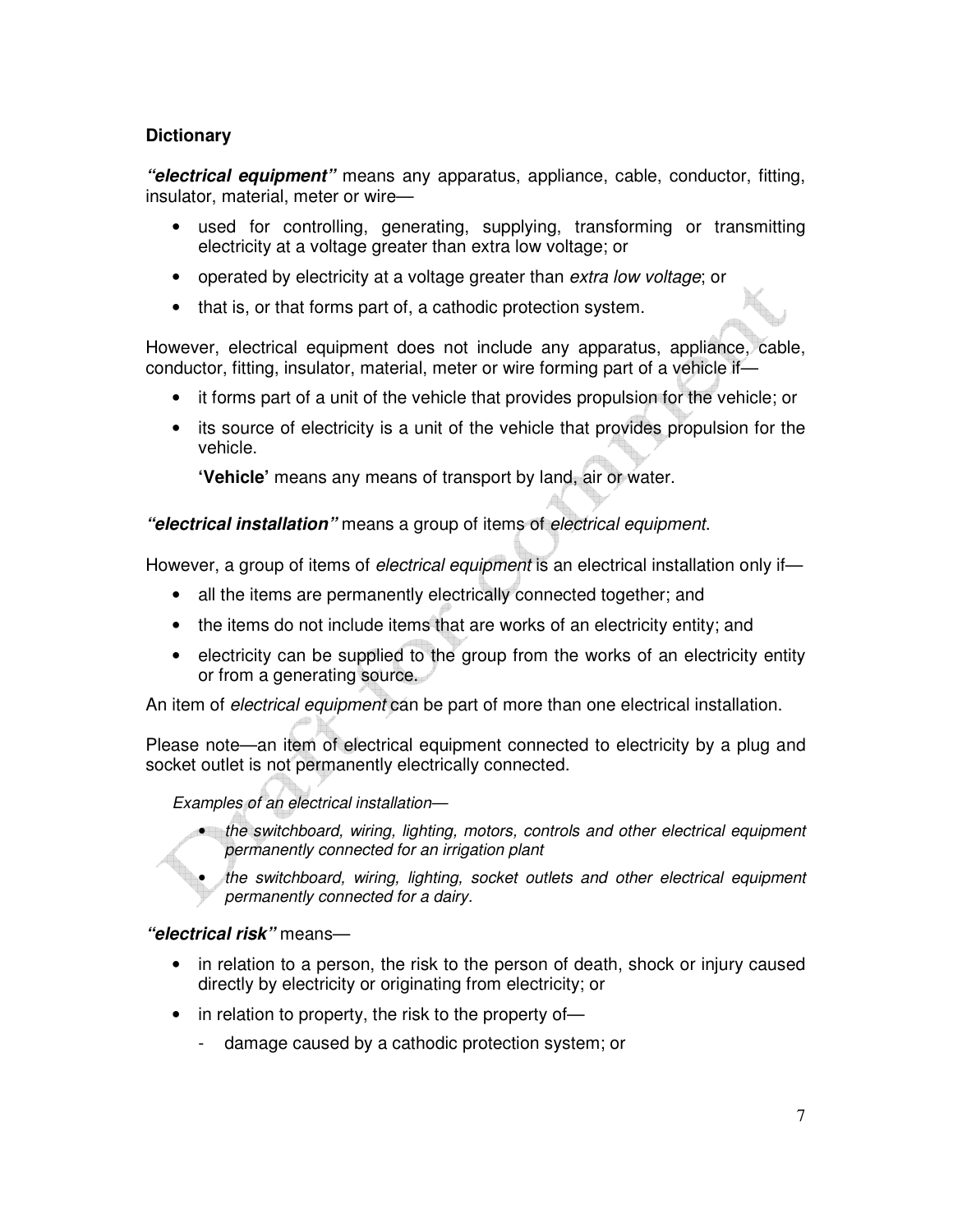## Dictionary

***"electrical equipment"*** means any apparatus, appliance, cable, conductor, fitting, insulator, material, meter or wire—

- used for controlling, generating, supplying, transforming or transmitting electricity at a voltage greater than extra low voltage; or
- operated by electricity at a voltage greater than *extra low voltage*; or
- that is, or that forms part of, a cathodic protection system.

However, electrical equipment does not include any apparatus, appliance, cable, conductor, fitting, insulator, material, meter or wire forming part of a vehicle if—

- it forms part of a unit of the vehicle that provides propulsion for the vehicle; or
- its source of electricity is a unit of the vehicle that provides propulsion for the vehicle.

  **'Vehicle'** means any means of transport by land, air or water.

***"electrical installation"*** means a group of items of *electrical equipment*.

However, a group of items of *electrical equipment* is an electrical installation only if—

- all the items are permanently electrically connected together; and
- the items do not include items that are works of an electricity entity; and
- electricity can be supplied to the group from the works of an electricity entity or from a generating source.

An item of *electrical equipment* can be part of more than one electrical installation.

Please note—an item of electrical equipment connected to electricity by a plug and socket outlet is not permanently electrically connected.

*Examples of an electrical installation—*

- *the switchboard, wiring, lighting, motors, controls and other electrical equipment permanently connected for an irrigation plant*
- *the switchboard, wiring, lighting, socket outlets and other electrical equipment permanently connected for a dairy.*

***"electrical risk"*** means—

- in relation to a person, the risk to the person of death, shock or injury caused directly by electricity or originating from electricity; or
- in relation to property, the risk to the property of—
  - damage caused by a cathodic protection system; or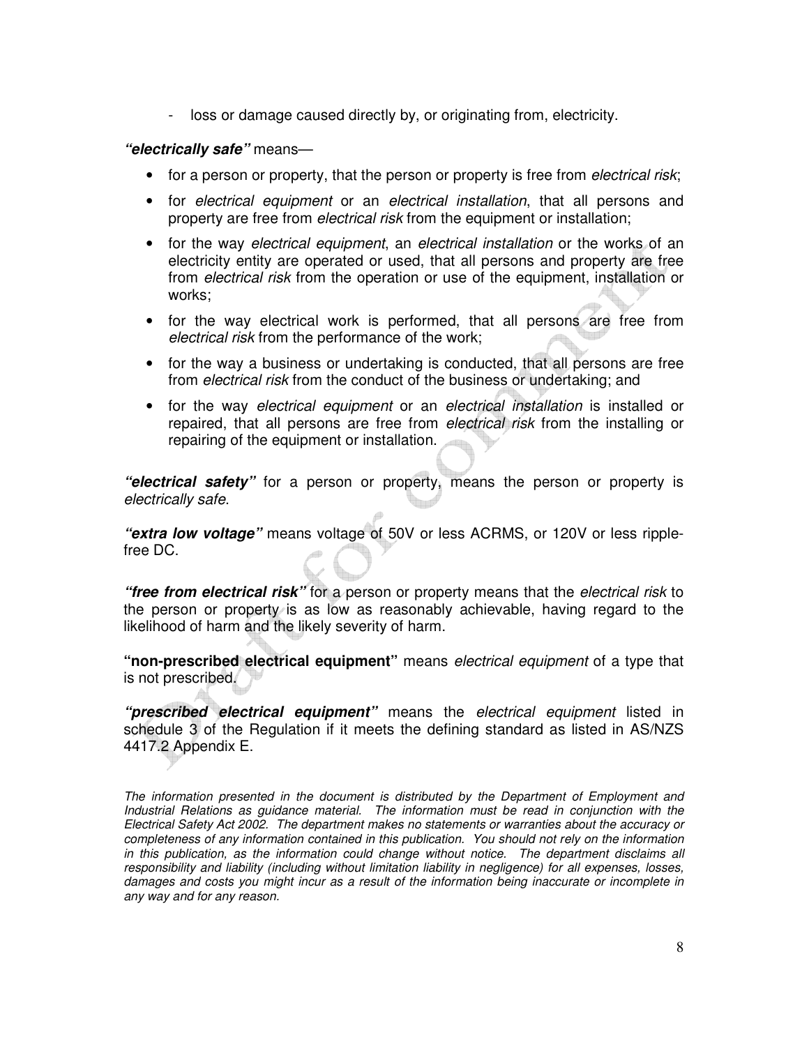- loss or damage caused directly by, or originating from, electricity.

***"electrically safe"*** means—

- for a person or property, that the person or property is free from *electrical risk*;
- for *electrical equipment* or an *electrical installation*, that all persons and property are free from *electrical risk* from the equipment or installation;
- for the way *electrical equipment*, an *electrical installation* or the works of an electricity entity are operated or used, that all persons and property are free from *electrical risk* from the operation or use of the equipment, installation or works;
- for the way electrical work is performed, that all persons are free from *electrical risk* from the performance of the work;
- for the way a business or undertaking is conducted, that all persons are free from *electrical risk* from the conduct of the business or undertaking; and
- for the way *electrical equipment* or an *electrical installation* is installed or repaired, that all persons are free from *electrical risk* from the installing or repairing of the equipment or installation.

***"electrical safety"*** for a person or property, means the person or property is *electrically safe*.

***"extra low voltage"*** means voltage of 50V or less ACRMS, or 120V or less ripple-free DC.

***"free from electrical risk"*** for a person or property means that the *electrical risk* to the person or property is as low as reasonably achievable, having regard to the likelihood of harm and the likely severity of harm.

**"non-prescribed electrical equipment"** means *electrical equipment* of a type that is not prescribed.

***"prescribed electrical equipment"*** means the *electrical equipment* listed in schedule 3 of the Regulation if it meets the defining standard as listed in AS/NZS 4417.2 Appendix E.

*The information presented in the document is distributed by the Department of Employment and Industrial Relations as guidance material. The information must be read in conjunction with the Electrical Safety Act 2002. The department makes no statements or warranties about the accuracy or completeness of any information contained in this publication. You should not rely on the information in this publication, as the information could change without notice. The department disclaims all responsibility and liability (including without limitation liability in negligence) for all expenses, losses, damages and costs you might incur as a result of the information being inaccurate or incomplete in any way and for any reason.*